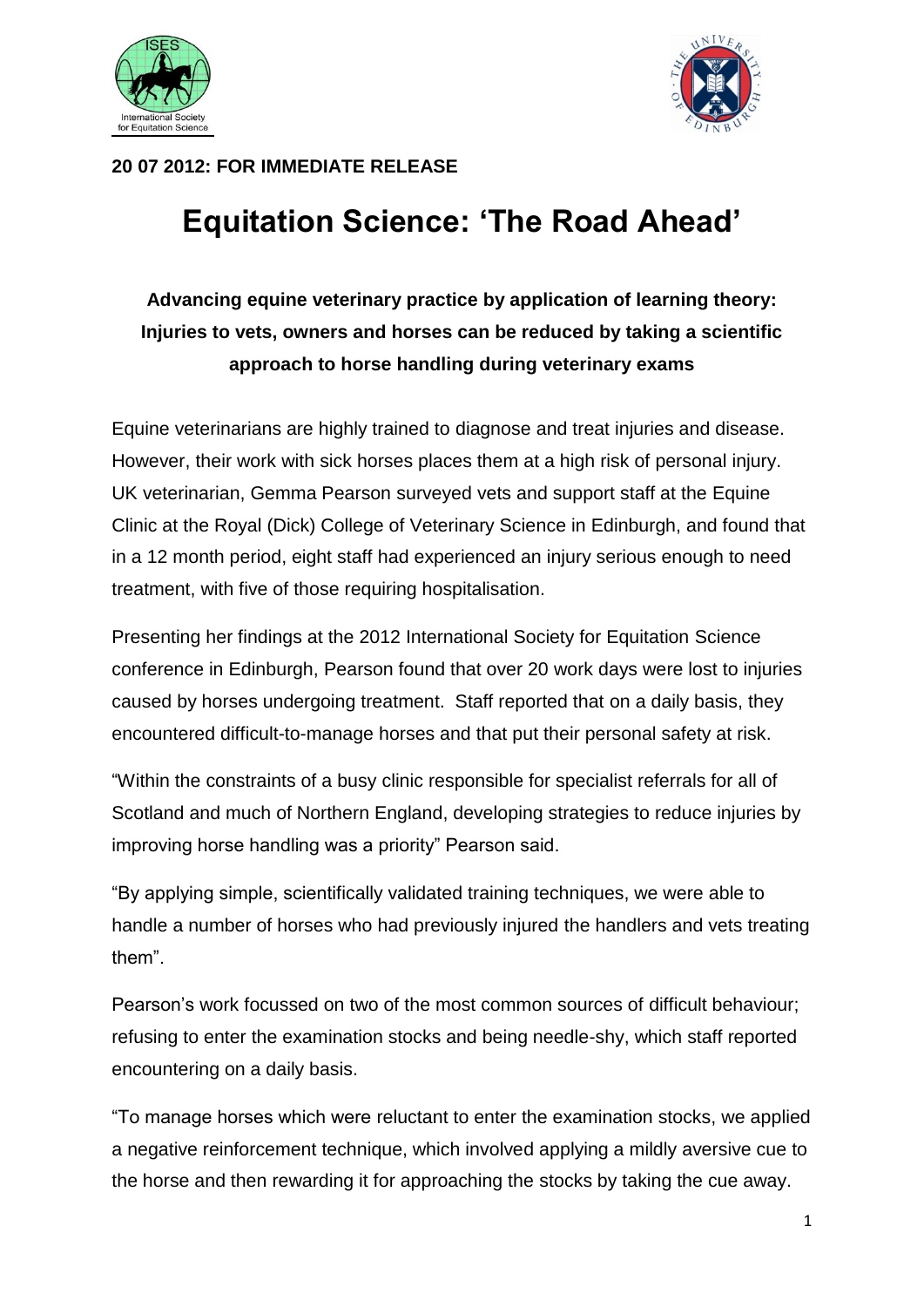**20 07 2012: FOR IMMEDIATE RELEASE**

# Equitation Science: 'The Road Ahead'

**Advancing equine veterinary practice by application of learning theory: Injuries to vets, owners and horses can be reduced by taking a scientific approach to horse handling during veterinary exams**

Equine veterinarians are highly trained to diagnose and treat injuries and disease. However, their work with sick horses places them at a high risk of personal injury. UK veterinarian, Gemma Pearson surveyed vets and support staff at the Equine Clinic at the Royal (Dick) College of Veterinary Science in Edinburgh, and found that in a 12 month period, eight staff had experienced an injury serious enough to need treatment, with five of those requiring hospitalisation.

Presenting her findings at the 2012 International Society for Equitation Science conference in Edinburgh, Pearson found that over 20 work days were lost to injuries caused by horses undergoing treatment. Staff reported that on a daily basis, they encountered difficult-to-manage horses and that put their personal safety at risk.

"Within the constraints of a busy clinic responsible for specialist referrals for all of Scotland and much of Northern England, developing strategies to reduce injuries by improving horse handling was a priority" Pearson said.

"By applying simple, scientifically validated training techniques, we were able to handle a number of horses who had previously injured the handlers and vets treating them".

Pearson's work focussed on two of the most common sources of difficult behaviour; refusing to enter the examination stocks and being needle-shy, which staff reported encountering on a daily basis.

"To manage horses which were reluctant to enter the examination stocks, we applied a negative reinforcement technique, which involved applying a mildly aversive cue to the horse and then rewarding it for approaching the stocks by taking the cue away.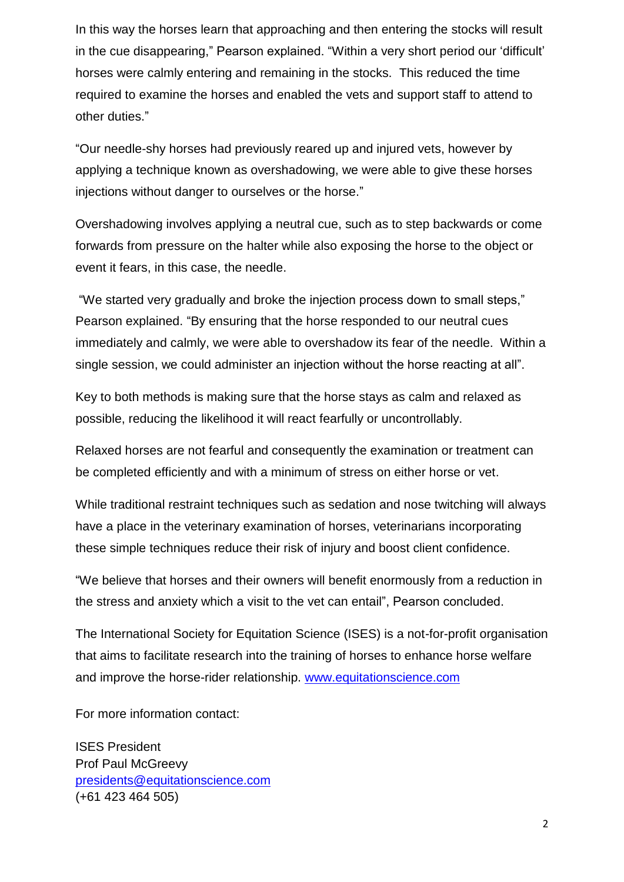In this way the horses learn that approaching and then entering the stocks will result in the cue disappearing," Pearson explained. "Within a very short period our 'difficult' horses were calmly entering and remaining in the stocks. This reduced the time required to examine the horses and enabled the vets and support staff to attend to other duties."

"Our needle-shy horses had previously reared up and injured vets, however by applying a technique known as overshadowing, we were able to give these horses injections without danger to ourselves or the horse."

Overshadowing involves applying a neutral cue, such as to step backwards or come forwards from pressure on the halter while also exposing the horse to the object or event it fears, in this case, the needle.

"We started very gradually and broke the injection process down to small steps," Pearson explained. "By ensuring that the horse responded to our neutral cues immediately and calmly, we were able to overshadow its fear of the needle. Within a single session, we could administer an injection without the horse reacting at all".

Key to both methods is making sure that the horse stays as calm and relaxed as possible, reducing the likelihood it will react fearfully or uncontrollably.

Relaxed horses are not fearful and consequently the examination or treatment can be completed efficiently and with a minimum of stress on either horse or vet.

While traditional restraint techniques such as sedation and nose twitching will always have a place in the veterinary examination of horses, veterinarians incorporating these simple techniques reduce their risk of injury and boost client confidence.

"We believe that horses and their owners will benefit enormously from a reduction in the stress and anxiety which a visit to the vet can entail", Pearson concluded.

The International Society for Equitation Science (ISES) is a not-for-profit organisation that aims to facilitate research into the training of horses to enhance horse welfare and improve the horse-rider relationship. [www.equitationscience.com](http://www.equitationscience.com)

For more information contact:

ISES President
Prof Paul McGreevy
[presidents@equitationscience.com](mailto:presidents@equitationscience.com)
(+61 423 464 505)